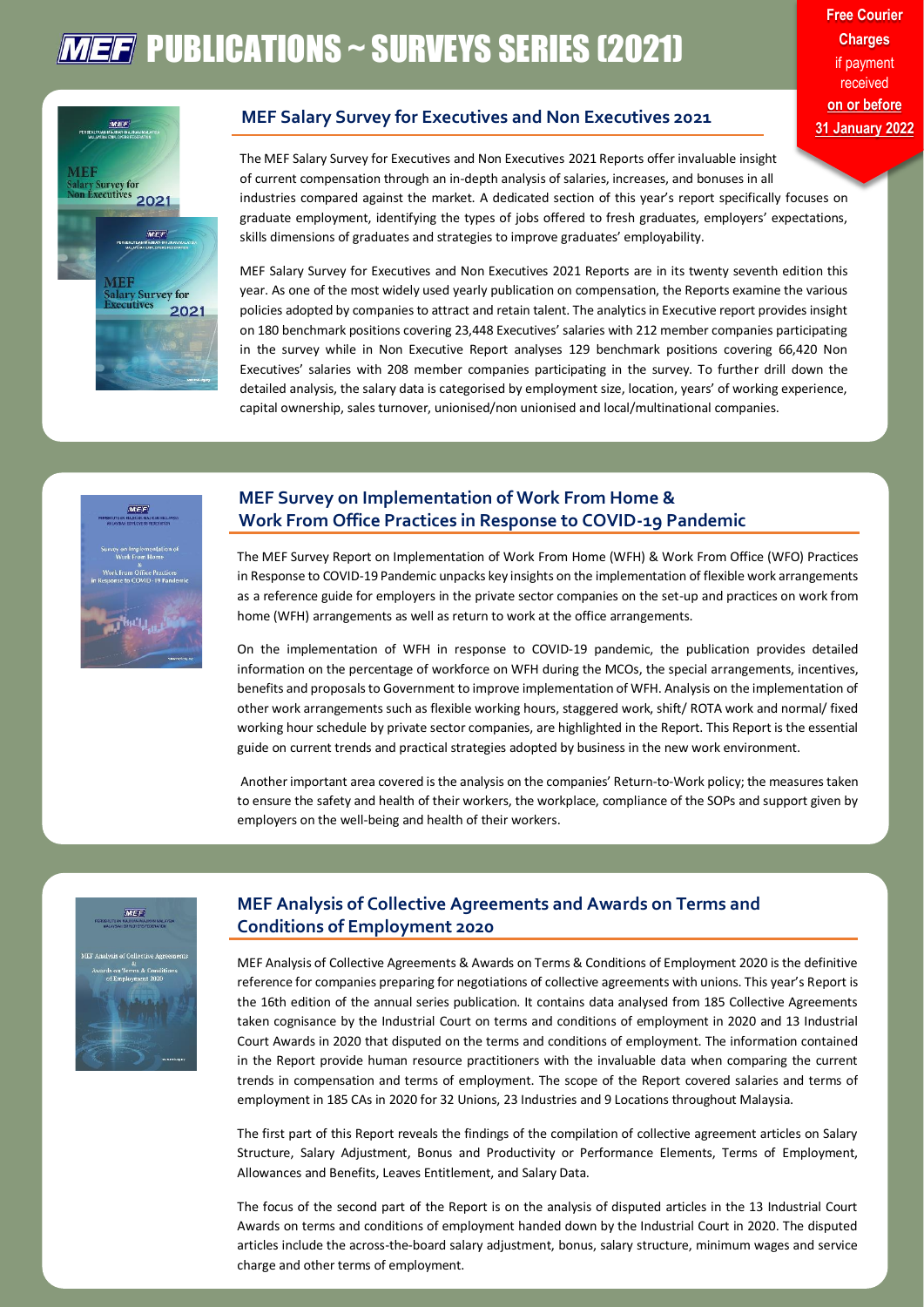# MEF PUBLICATIONS ~ SURVEYS SERIES (2021)

**Free Courier Charges** if payment received **on or before 31 January 2022**

## MEF Salary Survey for Executives and Non Executives 2021

The MEF Salary Survey for Executives and Non Executives 2021 Reports offer invaluable insight of current compensation through an in-depth analysis of salaries, increases, and bonuses in all industries compared against the market. A dedicated section of this year's report specifically focuses on graduate employment, identifying the types of jobs offered to fresh graduates, employers' expectations, skills dimensions of graduates and strategies to improve graduates' employability.

MEF Salary Survey for Executives and Non Executives 2021 Reports are in its twenty seventh edition this year. As one of the most widely used yearly publication on compensation, the Reports examine the various policies adopted by companies to attract and retain talent. The analytics in Executive report provides insight on 180 benchmark positions covering 23,448 Executives' salaries with 212 member companies participating in the survey while in Non Executive Report analyses 129 benchmark positions covering 66,420 Non Executives' salaries with 208 member companies participating in the survey. To further drill down the detailed analysis, the salary data is categorised by employment size, location, years' of working experience, capital ownership, sales turnover, unionised/non unionised and local/multinational companies.

## MEF Survey on Implementation of Work From Home & Work From Office Practices in Response to COVID-19 Pandemic

The MEF Survey Report on Implementation of Work From Home (WFH) & Work From Office (WFO) Practices in Response to COVID-19 Pandemic unpacks key insights on the implementation of flexible work arrangements as a reference guide for employers in the private sector companies on the set-up and practices on work from home (WFH) arrangements as well as return to work at the office arrangements.

On the implementation of WFH in response to COVID-19 pandemic, the publication provides detailed information on the percentage of workforce on WFH during the MCOs, the special arrangements, incentives, benefits and proposals to Government to improve implementation of WFH. Analysis on the implementation of other work arrangements such as flexible working hours, staggered work, shift/ ROTA work and normal/ fixed working hour schedule by private sector companies, are highlighted in the Report. This Report is the essential guide on current trends and practical strategies adopted by business in the new work environment.

Another important area covered is the analysis on the companies' Return-to-Work policy; the measures taken to ensure the safety and health of their workers, the workplace, compliance of the SOPs and support given by employers on the well-being and health of their workers.

## MEF Analysis of Collective Agreements and Awards on Terms and Conditions of Employment 2020

MEF Analysis of Collective Agreements & Awards on Terms & Conditions of Employment 2020 is the definitive reference for companies preparing for negotiations of collective agreements with unions. This year's Report is the 16th edition of the annual series publication. It contains data analysed from 185 Collective Agreements taken cognisance by the Industrial Court on terms and conditions of employment in 2020 and 13 Industrial Court Awards in 2020 that disputed on the terms and conditions of employment. The information contained in the Report provide human resource practitioners with the invaluable data when comparing the current trends in compensation and terms of employment. The scope of the Report covered salaries and terms of employment in 185 CAs in 2020 for 32 Unions, 23 Industries and 9 Locations throughout Malaysia.

The first part of this Report reveals the findings of the compilation of collective agreement articles on Salary Structure, Salary Adjustment, Bonus and Productivity or Performance Elements, Terms of Employment, Allowances and Benefits, Leaves Entitlement, and Salary Data.

The focus of the second part of the Report is on the analysis of disputed articles in the 13 Industrial Court Awards on terms and conditions of employment handed down by the Industrial Court in 2020. The disputed articles include the across-the-board salary adjustment, bonus, salary structure, minimum wages and service charge and other terms of employment.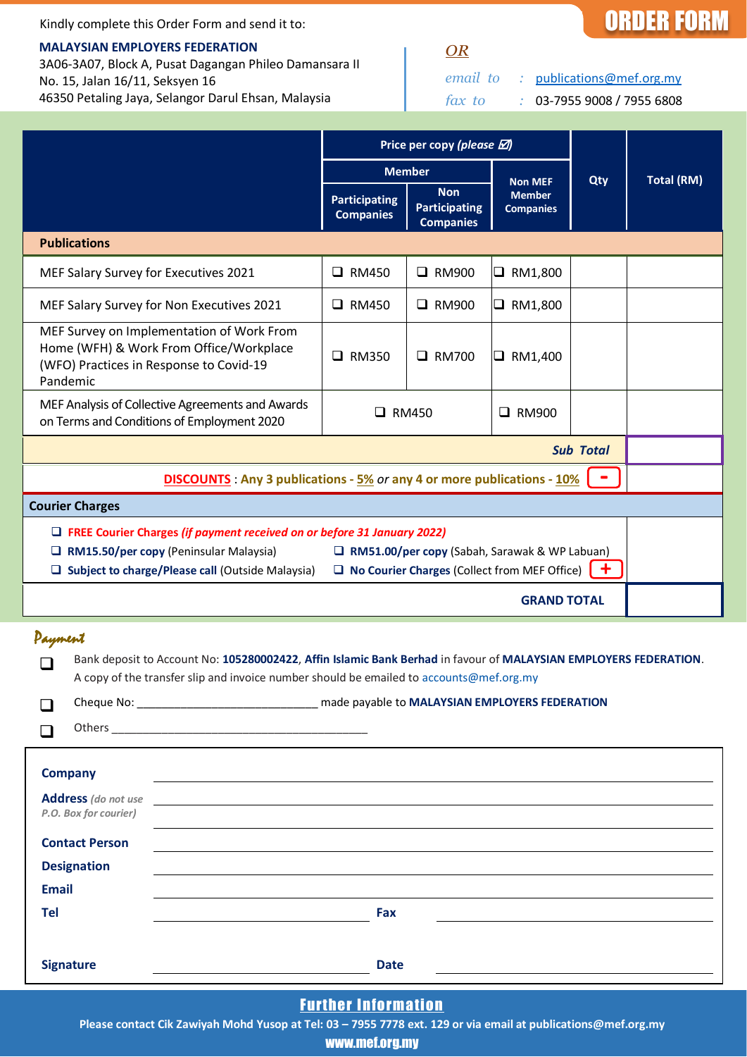# ORDER FORM

Kindly complete this Order Form and send it to:

**MALAYSIAN EMPLOYERS FEDERATION**
3A06-3A07, Block A, Pusat Dagangan Phileo Damansara II
No. 15, Jalan 16/11, Seksyen 16
46350 Petaling Jaya, Selangor Darul Ehsan, Malaysia

*OR*

*email to* : publications@mef.org.my
*fax to* : 03-7955 9008 / 7955 6808

| | Price per copy *(please ☑)* | | | Qty | Total (RM) |
|---|---|---|---|---|---|
| | Member | | Non MEF Member Companies | | |
| | Participating Companies | Non Participating Companies | | | |
| **Publications** | | | | | |
| MEF Salary Survey for Executives 2021 | ❑ RM450 | ❑ RM900 | ❑ RM1,800 | | |
| MEF Salary Survey for Non Executives 2021 | ❑ RM450 | ❑ RM900 | ❑ RM1,800 | | |
| MEF Survey on Implementation of Work From Home (WFH) & Work From Office/Workplace (WFO) Practices in Response to Covid-19 Pandemic | ❑ RM350 | ❑ RM700 | ❑ RM1,400 | | |
| MEF Analysis of Collective Agreements and Awards on Terms and Conditions of Employment 2020 | ❑ RM450 | | ❑ RM900 | | |
| ***Sub Total*** | | | | | |
| **DISCOUNTS** : Any 3 publications - 5% *or* any 4 or more publications - 10% **-** | | | | | |
| **Courier Charges** | | | | | |
| ❑ **FREE Courier Charges *(if payment received on or before 31 January 2022)*** ❑ **RM15.50/per copy** (Peninsular Malaysia) ❑ **RM51.00/per copy** (Sabah, Sarawak & WP Labuan) ❑ **Subject to charge/Please call** (Outside Malaysia) ❑ **No Courier Charges** (Collect from MEF Office) **+** | | | | | |
| **GRAND TOTAL** | | | | | |

*Payment*

❑ Bank deposit to Account No: **105280002422**, **Affin Islamic Bank Berhad** in favour of **MALAYSIAN EMPLOYERS FEDERATION**. A copy of the transfer slip and invoice number should be emailed to accounts@mef.org.my

❑ Cheque No: ____________________________ made payable to **MALAYSIAN EMPLOYERS FEDERATION**

❑ Others ________________________________________

**Company** ____________________________________________

**Address** *(do not use P.O. Box for courier)* ____________________________________________

**Contact Person** ____________________________________________

**Designation** ____________________________________________

**Email** ____________________________________________

**Tel** ______________________ **Fax** ______________________

**Signature** ______________________ **Date** ______________________

## Further Information

**Please contact Cik Zawiyah Mohd Yusop at Tel: 03 – 7955 7778 ext. 129 or via email at publications@mef.org.my**

**www.mef.org.my**